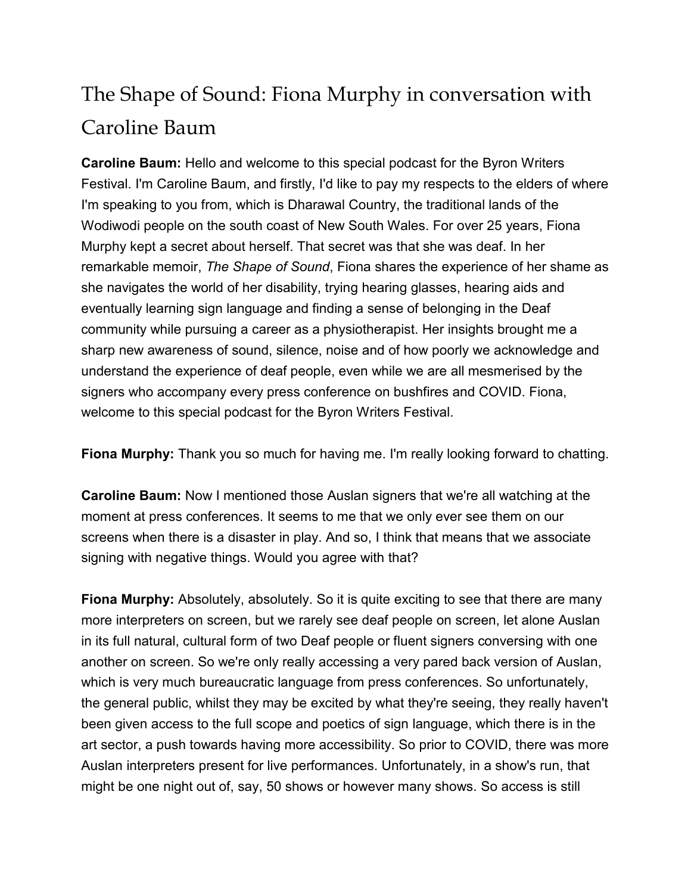# The Shape of Sound: Fiona Murphy in conversation with Caroline Baum

**Caroline Baum:** Hello and welcome to this special podcast for the Byron Writers Festival. I'm Caroline Baum, and firstly, I'd like to pay my respects to the elders of where I'm speaking to you from, which is Dharawal Country, the traditional lands of the Wodiwodi people on the south coast of New South Wales. For over 25 years, Fiona Murphy kept a secret about herself. That secret was that she was deaf. In her remarkable memoir, *The Shape of Sound*, Fiona shares the experience of her shame as she navigates the world of her disability, trying hearing glasses, hearing aids and eventually learning sign language and finding a sense of belonging in the Deaf community while pursuing a career as a physiotherapist. Her insights brought me a sharp new awareness of sound, silence, noise and of how poorly we acknowledge and understand the experience of deaf people, even while we are all mesmerised by the signers who accompany every press conference on bushfires and COVID. Fiona, welcome to this special podcast for the Byron Writers Festival.

**Fiona Murphy:** Thank you so much for having me. I'm really looking forward to chatting.

**Caroline Baum:** Now I mentioned those Auslan signers that we're all watching at the moment at press conferences. It seems to me that we only ever see them on our screens when there is a disaster in play. And so, I think that means that we associate signing with negative things. Would you agree with that?

**Fiona Murphy:** Absolutely, absolutely. So it is quite exciting to see that there are many more interpreters on screen, but we rarely see deaf people on screen, let alone Auslan in its full natural, cultural form of two Deaf people or fluent signers conversing with one another on screen. So we're only really accessing a very pared back version of Auslan, which is very much bureaucratic language from press conferences. So unfortunately, the general public, whilst they may be excited by what they're seeing, they really haven't been given access to the full scope and poetics of sign language, which there is in the art sector, a push towards having more accessibility. So prior to COVID, there was more Auslan interpreters present for live performances. Unfortunately, in a show's run, that might be one night out of, say, 50 shows or however many shows. So access is still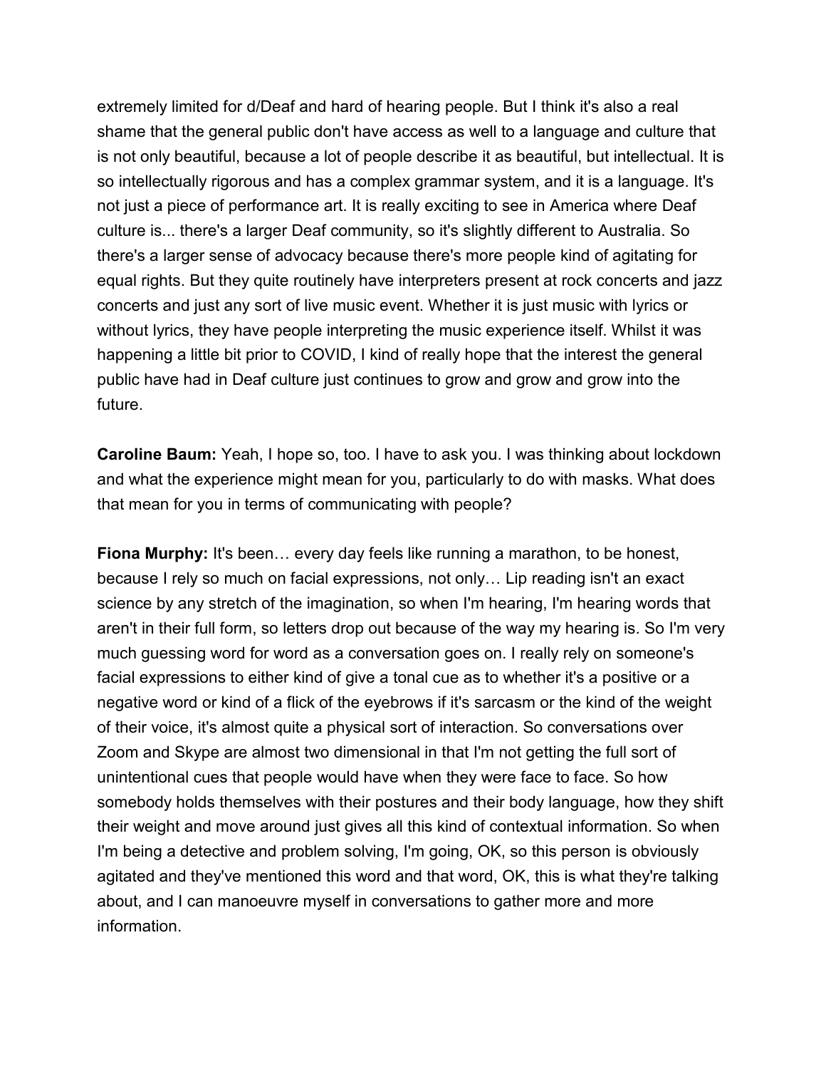extremely limited for d/Deaf and hard of hearing people. But I think it's also a real shame that the general public don't have access as well to a language and culture that is not only beautiful, because a lot of people describe it as beautiful, but intellectual. It is so intellectually rigorous and has a complex grammar system, and it is a language. It's not just a piece of performance art. It is really exciting to see in America where Deaf culture is... there's a larger Deaf community, so it's slightly different to Australia. So there's a larger sense of advocacy because there's more people kind of agitating for equal rights. But they quite routinely have interpreters present at rock concerts and jazz concerts and just any sort of live music event. Whether it is just music with lyrics or without lyrics, they have people interpreting the music experience itself. Whilst it was happening a little bit prior to COVID, I kind of really hope that the interest the general public have had in Deaf culture just continues to grow and grow and grow into the future.

**Caroline Baum:** Yeah, I hope so, too. I have to ask you. I was thinking about lockdown and what the experience might mean for you, particularly to do with masks. What does that mean for you in terms of communicating with people?

**Fiona Murphy:** It's been… every day feels like running a marathon, to be honest, because I rely so much on facial expressions, not only… Lip reading isn't an exact science by any stretch of the imagination, so when I'm hearing, I'm hearing words that aren't in their full form, so letters drop out because of the way my hearing is. So I'm very much guessing word for word as a conversation goes on. I really rely on someone's facial expressions to either kind of give a tonal cue as to whether it's a positive or a negative word or kind of a flick of the eyebrows if it's sarcasm or the kind of the weight of their voice, it's almost quite a physical sort of interaction. So conversations over Zoom and Skype are almost two dimensional in that I'm not getting the full sort of unintentional cues that people would have when they were face to face. So how somebody holds themselves with their postures and their body language, how they shift their weight and move around just gives all this kind of contextual information. So when I'm being a detective and problem solving, I'm going, OK, so this person is obviously agitated and they've mentioned this word and that word, OK, this is what they're talking about, and I can manoeuvre myself in conversations to gather more and more information.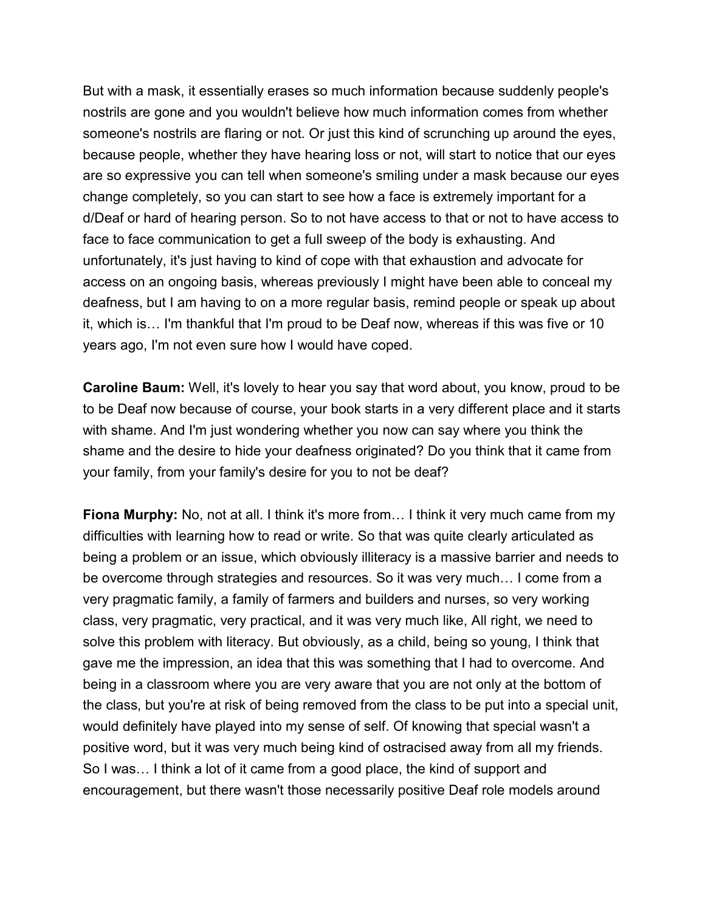But with a mask, it essentially erases so much information because suddenly people's nostrils are gone and you wouldn't believe how much information comes from whether someone's nostrils are flaring or not. Or just this kind of scrunching up around the eyes, because people, whether they have hearing loss or not, will start to notice that our eyes are so expressive you can tell when someone's smiling under a mask because our eyes change completely, so you can start to see how a face is extremely important for a d/Deaf or hard of hearing person. So to not have access to that or not to have access to face to face communication to get a full sweep of the body is exhausting. And unfortunately, it's just having to kind of cope with that exhaustion and advocate for access on an ongoing basis, whereas previously I might have been able to conceal my deafness, but I am having to on a more regular basis, remind people or speak up about it, which is… I'm thankful that I'm proud to be Deaf now, whereas if this was five or 10 years ago, I'm not even sure how I would have coped.

**Caroline Baum:** Well, it's lovely to hear you say that word about, you know, proud to be to be Deaf now because of course, your book starts in a very different place and it starts with shame. And I'm just wondering whether you now can say where you think the shame and the desire to hide your deafness originated? Do you think that it came from your family, from your family's desire for you to not be deaf?

**Fiona Murphy:** No, not at all. I think it's more from… I think it very much came from my difficulties with learning how to read or write. So that was quite clearly articulated as being a problem or an issue, which obviously illiteracy is a massive barrier and needs to be overcome through strategies and resources. So it was very much… I come from a very pragmatic family, a family of farmers and builders and nurses, so very working class, very pragmatic, very practical, and it was very much like, All right, we need to solve this problem with literacy. But obviously, as a child, being so young, I think that gave me the impression, an idea that this was something that I had to overcome. And being in a classroom where you are very aware that you are not only at the bottom of the class, but you're at risk of being removed from the class to be put into a special unit, would definitely have played into my sense of self. Of knowing that special wasn't a positive word, but it was very much being kind of ostracised away from all my friends. So I was… I think a lot of it came from a good place, the kind of support and encouragement, but there wasn't those necessarily positive Deaf role models around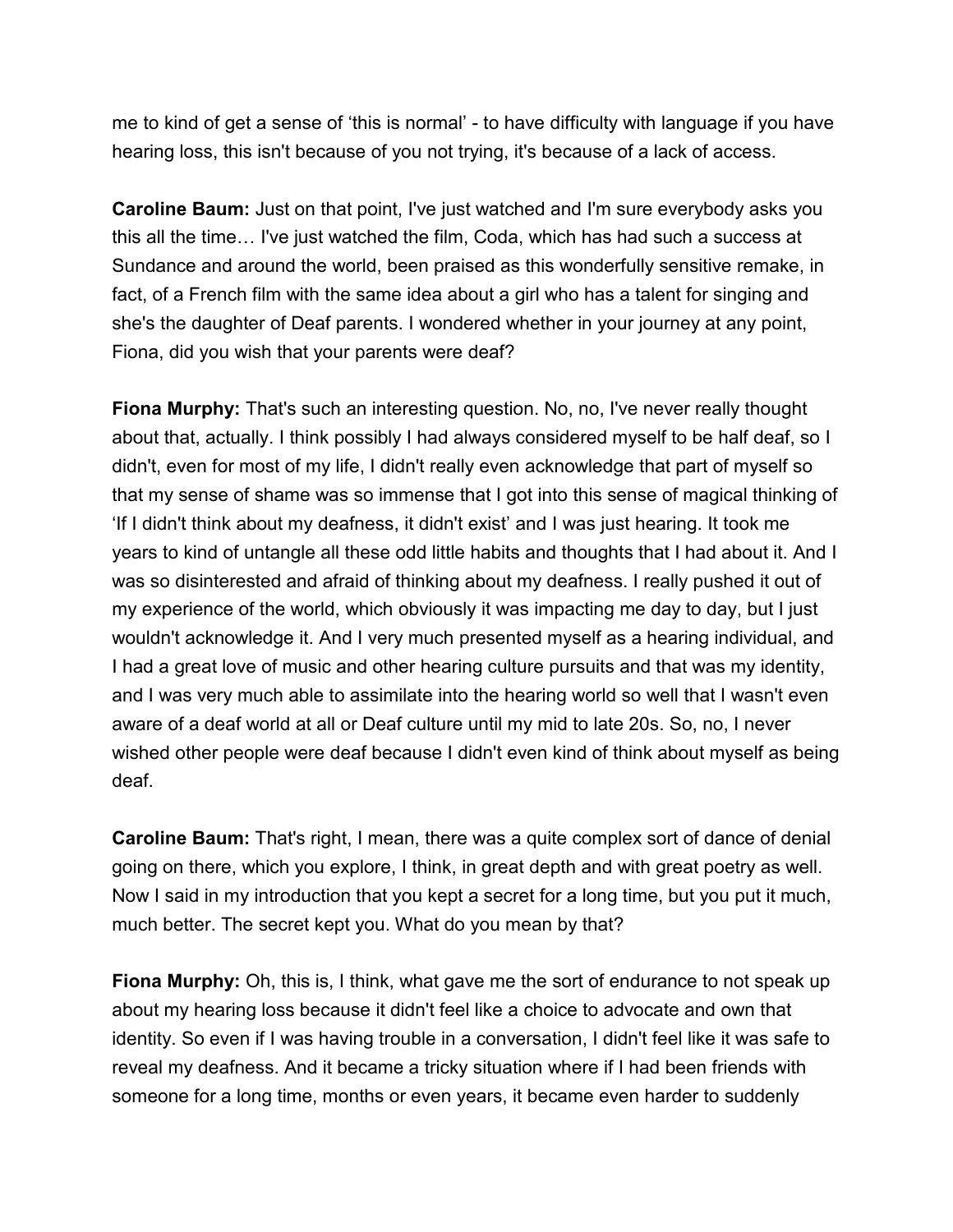me to kind of get a sense of 'this is normal' - to have difficulty with language if you have hearing loss, this isn't because of you not trying, it's because of a lack of access.

**Caroline Baum:** Just on that point, I've just watched and I'm sure everybody asks you this all the time… I've just watched the film, Coda, which has had such a success at Sundance and around the world, been praised as this wonderfully sensitive remake, in fact, of a French film with the same idea about a girl who has a talent for singing and she's the daughter of Deaf parents. I wondered whether in your journey at any point, Fiona, did you wish that your parents were deaf?

**Fiona Murphy:** That's such an interesting question. No, no, I've never really thought about that, actually. I think possibly I had always considered myself to be half deaf, so I didn't, even for most of my life, I didn't really even acknowledge that part of myself so that my sense of shame was so immense that I got into this sense of magical thinking of 'If I didn't think about my deafness, it didn't exist' and I was just hearing. It took me years to kind of untangle all these odd little habits and thoughts that I had about it. And I was so disinterested and afraid of thinking about my deafness. I really pushed it out of my experience of the world, which obviously it was impacting me day to day, but I just wouldn't acknowledge it. And I very much presented myself as a hearing individual, and I had a great love of music and other hearing culture pursuits and that was my identity, and I was very much able to assimilate into the hearing world so well that I wasn't even aware of a deaf world at all or Deaf culture until my mid to late 20s. So, no, I never wished other people were deaf because I didn't even kind of think about myself as being deaf.

**Caroline Baum:** That's right, I mean, there was a quite complex sort of dance of denial going on there, which you explore, I think, in great depth and with great poetry as well. Now I said in my introduction that you kept a secret for a long time, but you put it much, much better. The secret kept you. What do you mean by that?

**Fiona Murphy:** Oh, this is, I think, what gave me the sort of endurance to not speak up about my hearing loss because it didn't feel like a choice to advocate and own that identity. So even if I was having trouble in a conversation, I didn't feel like it was safe to reveal my deafness. And it became a tricky situation where if I had been friends with someone for a long time, months or even years, it became even harder to suddenly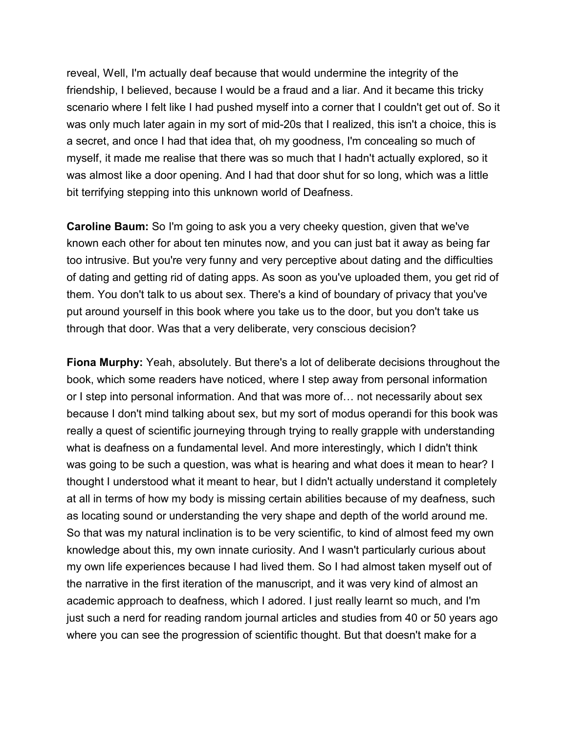reveal, Well, I'm actually deaf because that would undermine the integrity of the friendship, I believed, because I would be a fraud and a liar. And it became this tricky scenario where I felt like I had pushed myself into a corner that I couldn't get out of. So it was only much later again in my sort of mid-20s that I realized, this isn't a choice, this is a secret, and once I had that idea that, oh my goodness, I'm concealing so much of myself, it made me realise that there was so much that I hadn't actually explored, so it was almost like a door opening. And I had that door shut for so long, which was a little bit terrifying stepping into this unknown world of Deafness.

**Caroline Baum:** So I'm going to ask you a very cheeky question, given that we've known each other for about ten minutes now, and you can just bat it away as being far too intrusive. But you're very funny and very perceptive about dating and the difficulties of dating and getting rid of dating apps. As soon as you've uploaded them, you get rid of them. You don't talk to us about sex. There's a kind of boundary of privacy that you've put around yourself in this book where you take us to the door, but you don't take us through that door. Was that a very deliberate, very conscious decision?

**Fiona Murphy:** Yeah, absolutely. But there's a lot of deliberate decisions throughout the book, which some readers have noticed, where I step away from personal information or I step into personal information. And that was more of… not necessarily about sex because I don't mind talking about sex, but my sort of modus operandi for this book was really a quest of scientific journeying through trying to really grapple with understanding what is deafness on a fundamental level. And more interestingly, which I didn't think was going to be such a question, was what is hearing and what does it mean to hear? I thought I understood what it meant to hear, but I didn't actually understand it completely at all in terms of how my body is missing certain abilities because of my deafness, such as locating sound or understanding the very shape and depth of the world around me. So that was my natural inclination is to be very scientific, to kind of almost feed my own knowledge about this, my own innate curiosity. And I wasn't particularly curious about my own life experiences because I had lived them. So I had almost taken myself out of the narrative in the first iteration of the manuscript, and it was very kind of almost an academic approach to deafness, which I adored. I just really learnt so much, and I'm just such a nerd for reading random journal articles and studies from 40 or 50 years ago where you can see the progression of scientific thought. But that doesn't make for a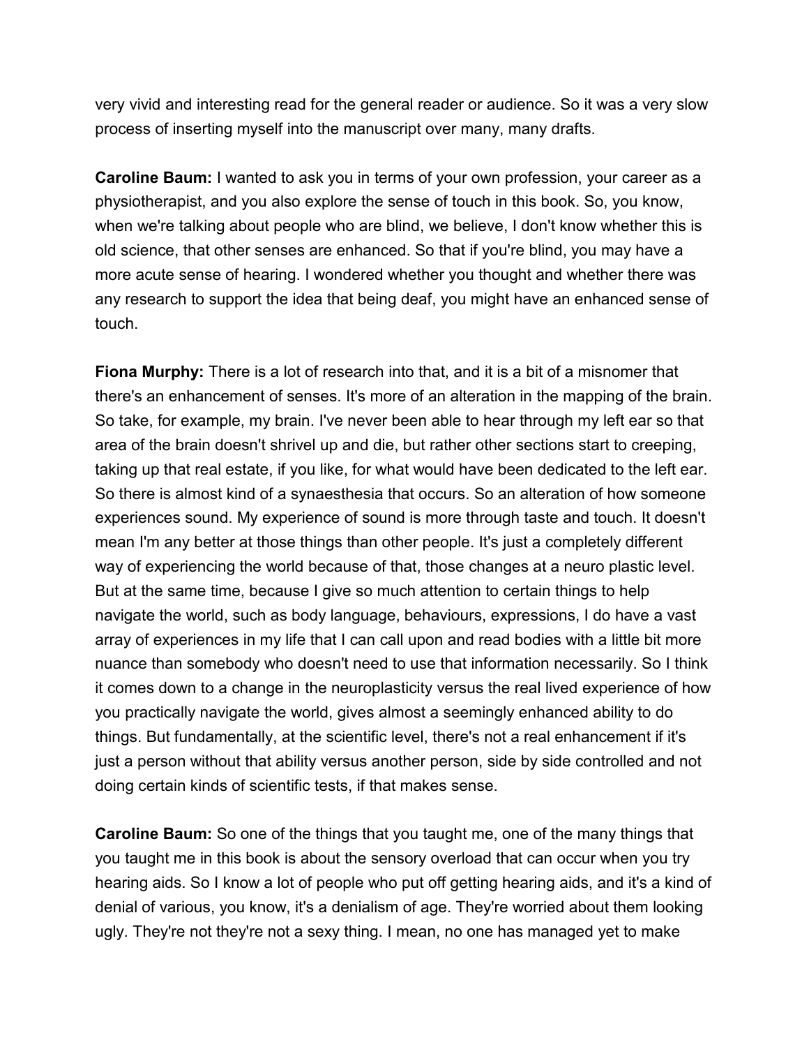very vivid and interesting read for the general reader or audience. So it was a very slow process of inserting myself into the manuscript over many, many drafts.

**Caroline Baum:** I wanted to ask you in terms of your own profession, your career as a physiotherapist, and you also explore the sense of touch in this book. So, you know, when we're talking about people who are blind, we believe, I don't know whether this is old science, that other senses are enhanced. So that if you're blind, you may have a more acute sense of hearing. I wondered whether you thought and whether there was any research to support the idea that being deaf, you might have an enhanced sense of touch.

**Fiona Murphy:** There is a lot of research into that, and it is a bit of a misnomer that there's an enhancement of senses. It's more of an alteration in the mapping of the brain. So take, for example, my brain. I've never been able to hear through my left ear so that area of the brain doesn't shrivel up and die, but rather other sections start to creeping, taking up that real estate, if you like, for what would have been dedicated to the left ear. So there is almost kind of a synaesthesia that occurs. So an alteration of how someone experiences sound. My experience of sound is more through taste and touch. It doesn't mean I'm any better at those things than other people. It's just a completely different way of experiencing the world because of that, those changes at a neuro plastic level. But at the same time, because I give so much attention to certain things to help navigate the world, such as body language, behaviours, expressions, I do have a vast array of experiences in my life that I can call upon and read bodies with a little bit more nuance than somebody who doesn't need to use that information necessarily. So I think it comes down to a change in the neuroplasticity versus the real lived experience of how you practically navigate the world, gives almost a seemingly enhanced ability to do things. But fundamentally, at the scientific level, there's not a real enhancement if it's just a person without that ability versus another person, side by side controlled and not doing certain kinds of scientific tests, if that makes sense.

**Caroline Baum:** So one of the things that you taught me, one of the many things that you taught me in this book is about the sensory overload that can occur when you try hearing aids. So I know a lot of people who put off getting hearing aids, and it's a kind of denial of various, you know, it's a denialism of age. They're worried about them looking ugly. They're not they're not a sexy thing. I mean, no one has managed yet to make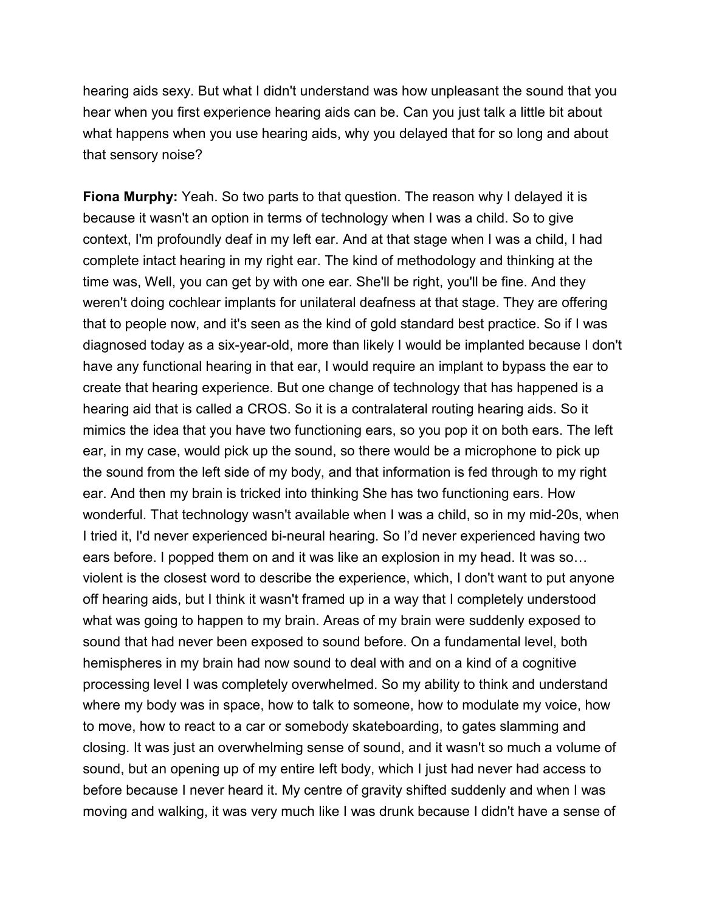hearing aids sexy. But what I didn't understand was how unpleasant the sound that you hear when you first experience hearing aids can be. Can you just talk a little bit about what happens when you use hearing aids, why you delayed that for so long and about that sensory noise?

**Fiona Murphy:** Yeah. So two parts to that question. The reason why I delayed it is because it wasn't an option in terms of technology when I was a child. So to give context, I'm profoundly deaf in my left ear. And at that stage when I was a child, I had complete intact hearing in my right ear. The kind of methodology and thinking at the time was, Well, you can get by with one ear. She'll be right, you'll be fine. And they weren't doing cochlear implants for unilateral deafness at that stage. They are offering that to people now, and it's seen as the kind of gold standard best practice. So if I was diagnosed today as a six-year-old, more than likely I would be implanted because I don't have any functional hearing in that ear, I would require an implant to bypass the ear to create that hearing experience. But one change of technology that has happened is a hearing aid that is called a CROS. So it is a contralateral routing hearing aids. So it mimics the idea that you have two functioning ears, so you pop it on both ears. The left ear, in my case, would pick up the sound, so there would be a microphone to pick up the sound from the left side of my body, and that information is fed through to my right ear. And then my brain is tricked into thinking She has two functioning ears. How wonderful. That technology wasn't available when I was a child, so in my mid-20s, when I tried it, I'd never experienced bi-neural hearing. So I'd never experienced having two ears before. I popped them on and it was like an explosion in my head. It was so… violent is the closest word to describe the experience, which, I don't want to put anyone off hearing aids, but I think it wasn't framed up in a way that I completely understood what was going to happen to my brain. Areas of my brain were suddenly exposed to sound that had never been exposed to sound before. On a fundamental level, both hemispheres in my brain had now sound to deal with and on a kind of a cognitive processing level I was completely overwhelmed. So my ability to think and understand where my body was in space, how to talk to someone, how to modulate my voice, how to move, how to react to a car or somebody skateboarding, to gates slamming and closing. It was just an overwhelming sense of sound, and it wasn't so much a volume of sound, but an opening up of my entire left body, which I just had never had access to before because I never heard it. My centre of gravity shifted suddenly and when I was moving and walking, it was very much like I was drunk because I didn't have a sense of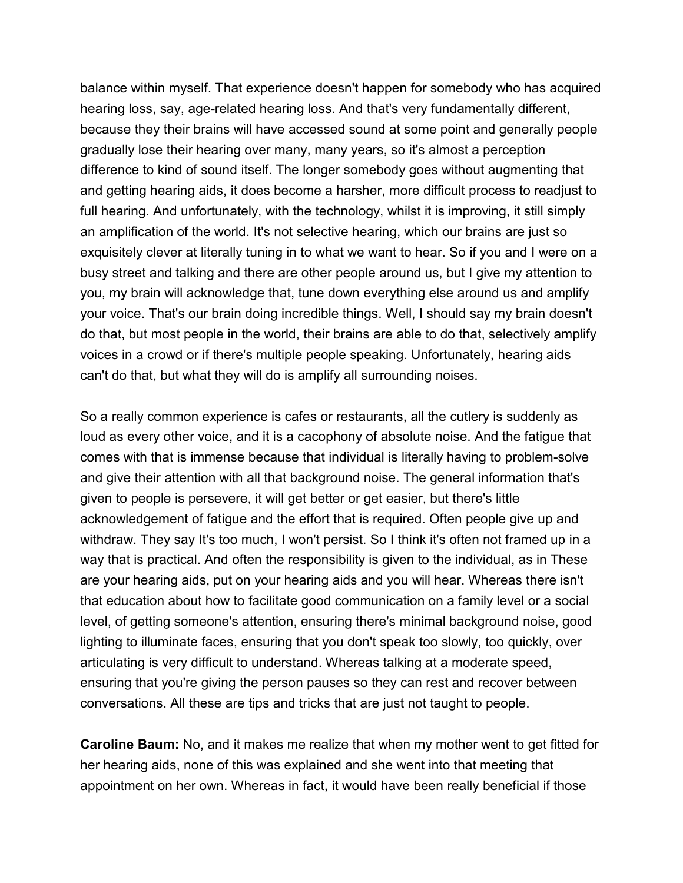balance within myself. That experience doesn't happen for somebody who has acquired hearing loss, say, age-related hearing loss. And that's very fundamentally different, because they their brains will have accessed sound at some point and generally people gradually lose their hearing over many, many years, so it's almost a perception difference to kind of sound itself. The longer somebody goes without augmenting that and getting hearing aids, it does become a harsher, more difficult process to readjust to full hearing. And unfortunately, with the technology, whilst it is improving, it still simply an amplification of the world. It's not selective hearing, which our brains are just so exquisitely clever at literally tuning in to what we want to hear. So if you and I were on a busy street and talking and there are other people around us, but I give my attention to you, my brain will acknowledge that, tune down everything else around us and amplify your voice. That's our brain doing incredible things. Well, I should say my brain doesn't do that, but most people in the world, their brains are able to do that, selectively amplify voices in a crowd or if there's multiple people speaking. Unfortunately, hearing aids can't do that, but what they will do is amplify all surrounding noises.

So a really common experience is cafes or restaurants, all the cutlery is suddenly as loud as every other voice, and it is a cacophony of absolute noise. And the fatigue that comes with that is immense because that individual is literally having to problem-solve and give their attention with all that background noise. The general information that's given to people is persevere, it will get better or get easier, but there's little acknowledgement of fatigue and the effort that is required. Often people give up and withdraw. They say It's too much, I won't persist. So I think it's often not framed up in a way that is practical. And often the responsibility is given to the individual, as in These are your hearing aids, put on your hearing aids and you will hear. Whereas there isn't that education about how to facilitate good communication on a family level or a social level, of getting someone's attention, ensuring there's minimal background noise, good lighting to illuminate faces, ensuring that you don't speak too slowly, too quickly, over articulating is very difficult to understand. Whereas talking at a moderate speed, ensuring that you're giving the person pauses so they can rest and recover between conversations. All these are tips and tricks that are just not taught to people.

**Caroline Baum:** No, and it makes me realize that when my mother went to get fitted for her hearing aids, none of this was explained and she went into that meeting that appointment on her own. Whereas in fact, it would have been really beneficial if those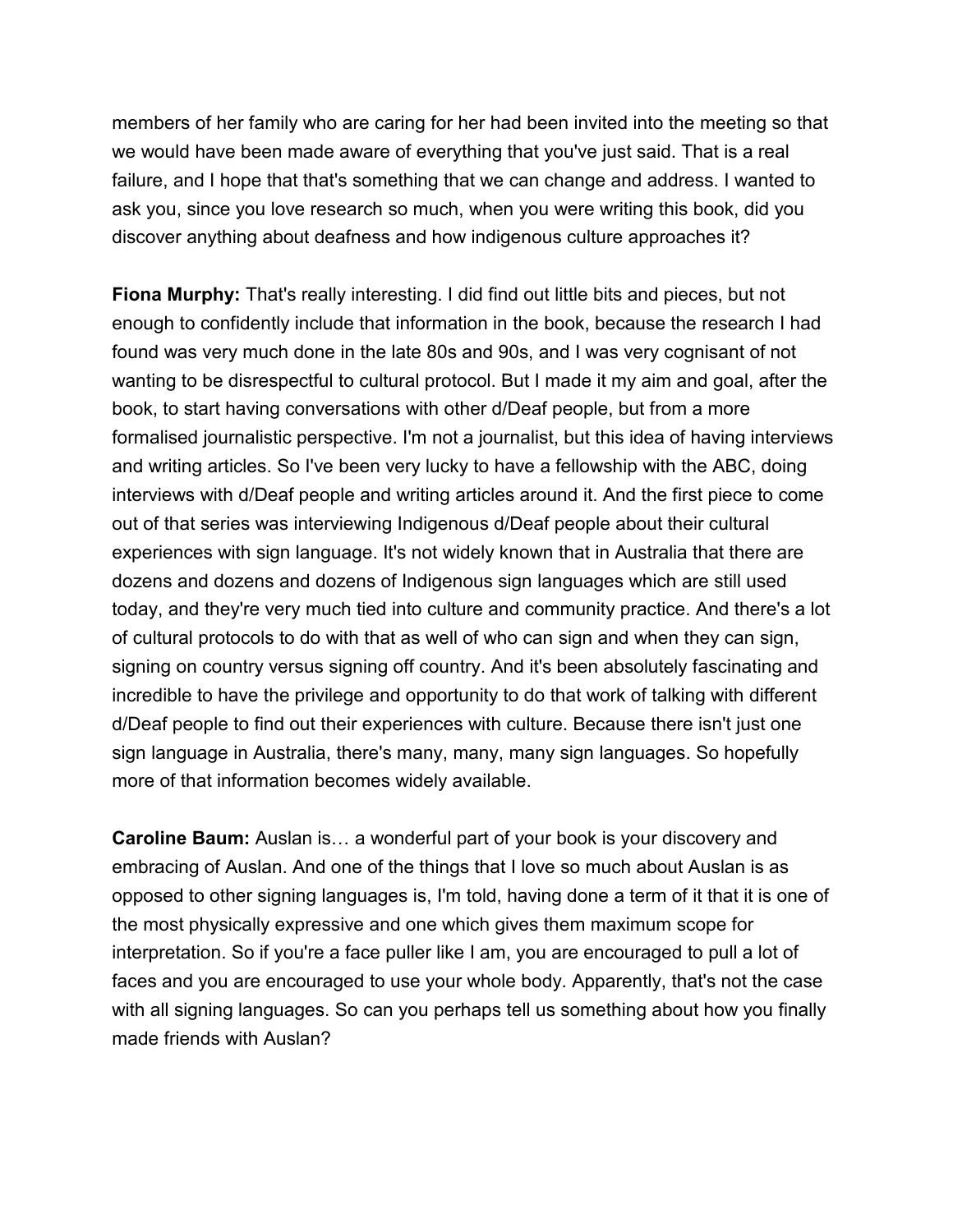members of her family who are caring for her had been invited into the meeting so that we would have been made aware of everything that you've just said. That is a real failure, and I hope that that's something that we can change and address. I wanted to ask you, since you love research so much, when you were writing this book, did you discover anything about deafness and how indigenous culture approaches it?

**Fiona Murphy:** That's really interesting. I did find out little bits and pieces, but not enough to confidently include that information in the book, because the research I had found was very much done in the late 80s and 90s, and I was very cognisant of not wanting to be disrespectful to cultural protocol. But I made it my aim and goal, after the book, to start having conversations with other d/Deaf people, but from a more formalised journalistic perspective. I'm not a journalist, but this idea of having interviews and writing articles. So I've been very lucky to have a fellowship with the ABC, doing interviews with d/Deaf people and writing articles around it. And the first piece to come out of that series was interviewing Indigenous d/Deaf people about their cultural experiences with sign language. It's not widely known that in Australia that there are dozens and dozens and dozens of Indigenous sign languages which are still used today, and they're very much tied into culture and community practice. And there's a lot of cultural protocols to do with that as well of who can sign and when they can sign, signing on country versus signing off country. And it's been absolutely fascinating and incredible to have the privilege and opportunity to do that work of talking with different d/Deaf people to find out their experiences with culture. Because there isn't just one sign language in Australia, there's many, many, many sign languages. So hopefully more of that information becomes widely available.

**Caroline Baum:** Auslan is… a wonderful part of your book is your discovery and embracing of Auslan. And one of the things that I love so much about Auslan is as opposed to other signing languages is, I'm told, having done a term of it that it is one of the most physically expressive and one which gives them maximum scope for interpretation. So if you're a face puller like I am, you are encouraged to pull a lot of faces and you are encouraged to use your whole body. Apparently, that's not the case with all signing languages. So can you perhaps tell us something about how you finally made friends with Auslan?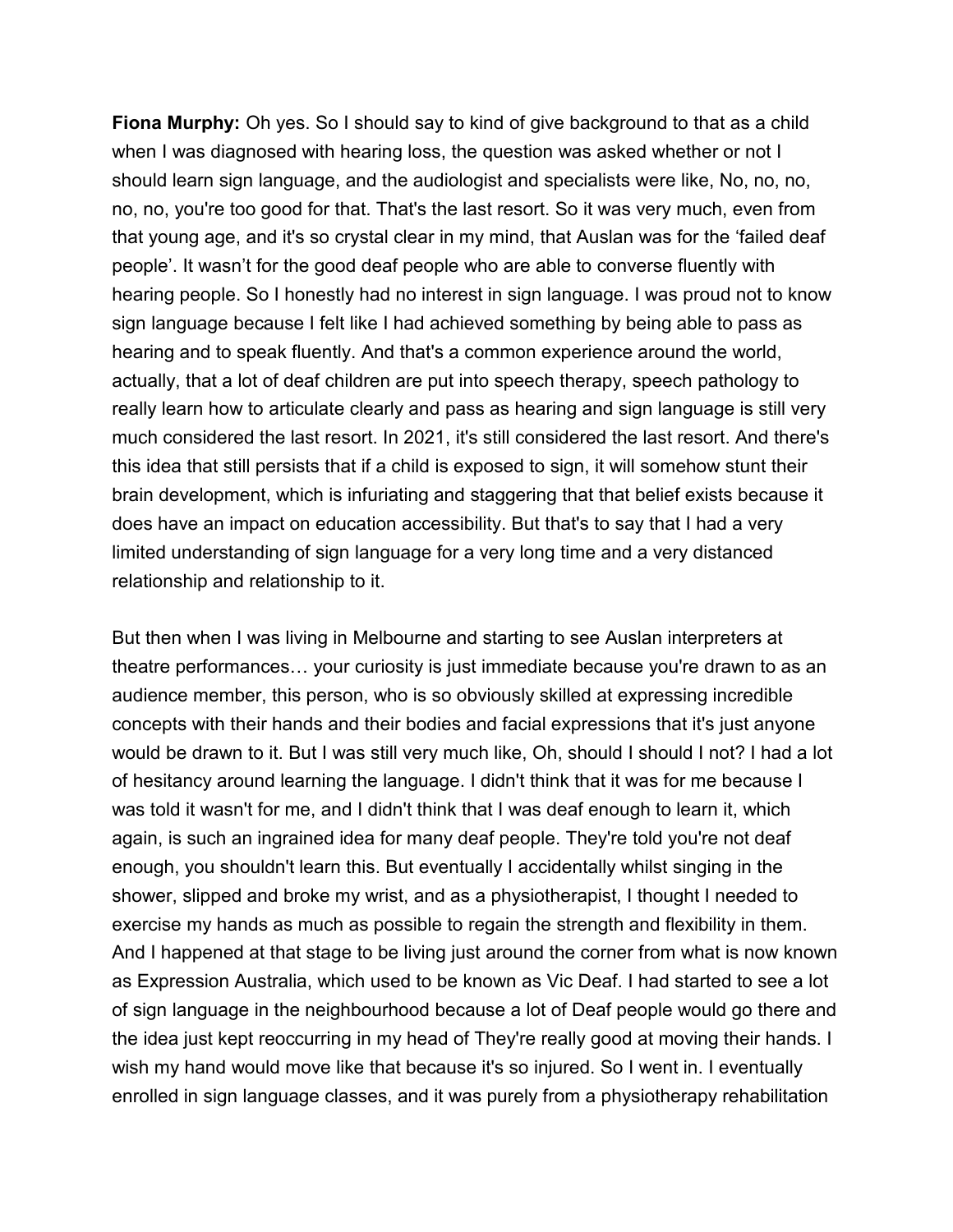**Fiona Murphy:** Oh yes. So I should say to kind of give background to that as a child when I was diagnosed with hearing loss, the question was asked whether or not I should learn sign language, and the audiologist and specialists were like, No, no, no, no, no, you're too good for that. That's the last resort. So it was very much, even from that young age, and it's so crystal clear in my mind, that Auslan was for the 'failed deaf people'. It wasn't for the good deaf people who are able to converse fluently with hearing people. So I honestly had no interest in sign language. I was proud not to know sign language because I felt like I had achieved something by being able to pass as hearing and to speak fluently. And that's a common experience around the world, actually, that a lot of deaf children are put into speech therapy, speech pathology to really learn how to articulate clearly and pass as hearing and sign language is still very much considered the last resort. In 2021, it's still considered the last resort. And there's this idea that still persists that if a child is exposed to sign, it will somehow stunt their brain development, which is infuriating and staggering that that belief exists because it does have an impact on education accessibility. But that's to say that I had a very limited understanding of sign language for a very long time and a very distanced relationship and relationship to it.

But then when I was living in Melbourne and starting to see Auslan interpreters at theatre performances… your curiosity is just immediate because you're drawn to as an audience member, this person, who is so obviously skilled at expressing incredible concepts with their hands and their bodies and facial expressions that it's just anyone would be drawn to it. But I was still very much like, Oh, should I should I not? I had a lot of hesitancy around learning the language. I didn't think that it was for me because I was told it wasn't for me, and I didn't think that I was deaf enough to learn it, which again, is such an ingrained idea for many deaf people. They're told you're not deaf enough, you shouldn't learn this. But eventually I accidentally whilst singing in the shower, slipped and broke my wrist, and as a physiotherapist, I thought I needed to exercise my hands as much as possible to regain the strength and flexibility in them. And I happened at that stage to be living just around the corner from what is now known as Expression Australia, which used to be known as Vic Deaf. I had started to see a lot of sign language in the neighbourhood because a lot of Deaf people would go there and the idea just kept reoccurring in my head of They're really good at moving their hands. I wish my hand would move like that because it's so injured. So I went in. I eventually enrolled in sign language classes, and it was purely from a physiotherapy rehabilitation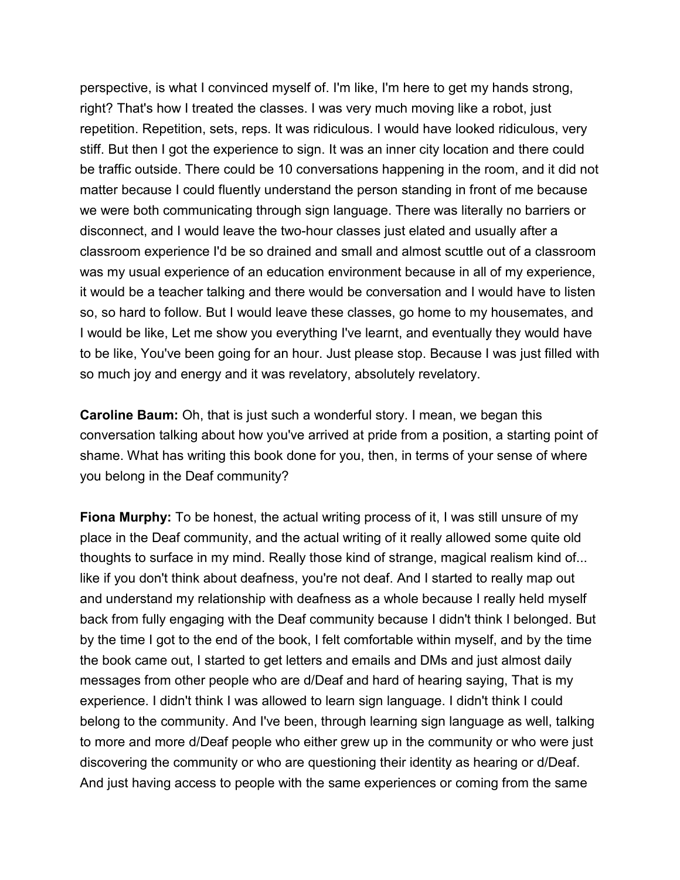perspective, is what I convinced myself of. I'm like, I'm here to get my hands strong, right? That's how I treated the classes. I was very much moving like a robot, just repetition. Repetition, sets, reps. It was ridiculous. I would have looked ridiculous, very stiff. But then I got the experience to sign. It was an inner city location and there could be traffic outside. There could be 10 conversations happening in the room, and it did not matter because I could fluently understand the person standing in front of me because we were both communicating through sign language. There was literally no barriers or disconnect, and I would leave the two-hour classes just elated and usually after a classroom experience I'd be so drained and small and almost scuttle out of a classroom was my usual experience of an education environment because in all of my experience, it would be a teacher talking and there would be conversation and I would have to listen so, so hard to follow. But I would leave these classes, go home to my housemates, and I would be like, Let me show you everything I've learnt, and eventually they would have to be like, You've been going for an hour. Just please stop. Because I was just filled with so much joy and energy and it was revelatory, absolutely revelatory.

**Caroline Baum:** Oh, that is just such a wonderful story. I mean, we began this conversation talking about how you've arrived at pride from a position, a starting point of shame. What has writing this book done for you, then, in terms of your sense of where you belong in the Deaf community?

**Fiona Murphy:** To be honest, the actual writing process of it, I was still unsure of my place in the Deaf community, and the actual writing of it really allowed some quite old thoughts to surface in my mind. Really those kind of strange, magical realism kind of... like if you don't think about deafness, you're not deaf. And I started to really map out and understand my relationship with deafness as a whole because I really held myself back from fully engaging with the Deaf community because I didn't think I belonged. But by the time I got to the end of the book, I felt comfortable within myself, and by the time the book came out, I started to get letters and emails and DMs and just almost daily messages from other people who are d/Deaf and hard of hearing saying, That is my experience. I didn't think I was allowed to learn sign language. I didn't think I could belong to the community. And I've been, through learning sign language as well, talking to more and more d/Deaf people who either grew up in the community or who were just discovering the community or who are questioning their identity as hearing or d/Deaf. And just having access to people with the same experiences or coming from the same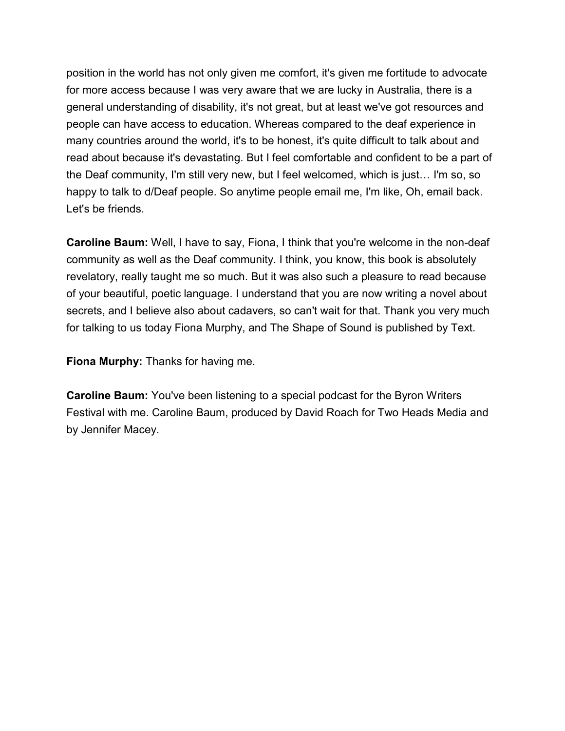position in the world has not only given me comfort, it's given me fortitude to advocate for more access because I was very aware that we are lucky in Australia, there is a general understanding of disability, it's not great, but at least we've got resources and people can have access to education. Whereas compared to the deaf experience in many countries around the world, it's to be honest, it's quite difficult to talk about and read about because it's devastating. But I feel comfortable and confident to be a part of the Deaf community, I'm still very new, but I feel welcomed, which is just… I'm so, so happy to talk to d/Deaf people. So anytime people email me, I'm like, Oh, email back. Let's be friends.

**Caroline Baum:** Well, I have to say, Fiona, I think that you're welcome in the non-deaf community as well as the Deaf community. I think, you know, this book is absolutely revelatory, really taught me so much. But it was also such a pleasure to read because of your beautiful, poetic language. I understand that you are now writing a novel about secrets, and I believe also about cadavers, so can't wait for that. Thank you very much for talking to us today Fiona Murphy, and The Shape of Sound is published by Text.

**Fiona Murphy:** Thanks for having me.

**Caroline Baum:** You've been listening to a special podcast for the Byron Writers Festival with me. Caroline Baum, produced by David Roach for Two Heads Media and by Jennifer Macey.